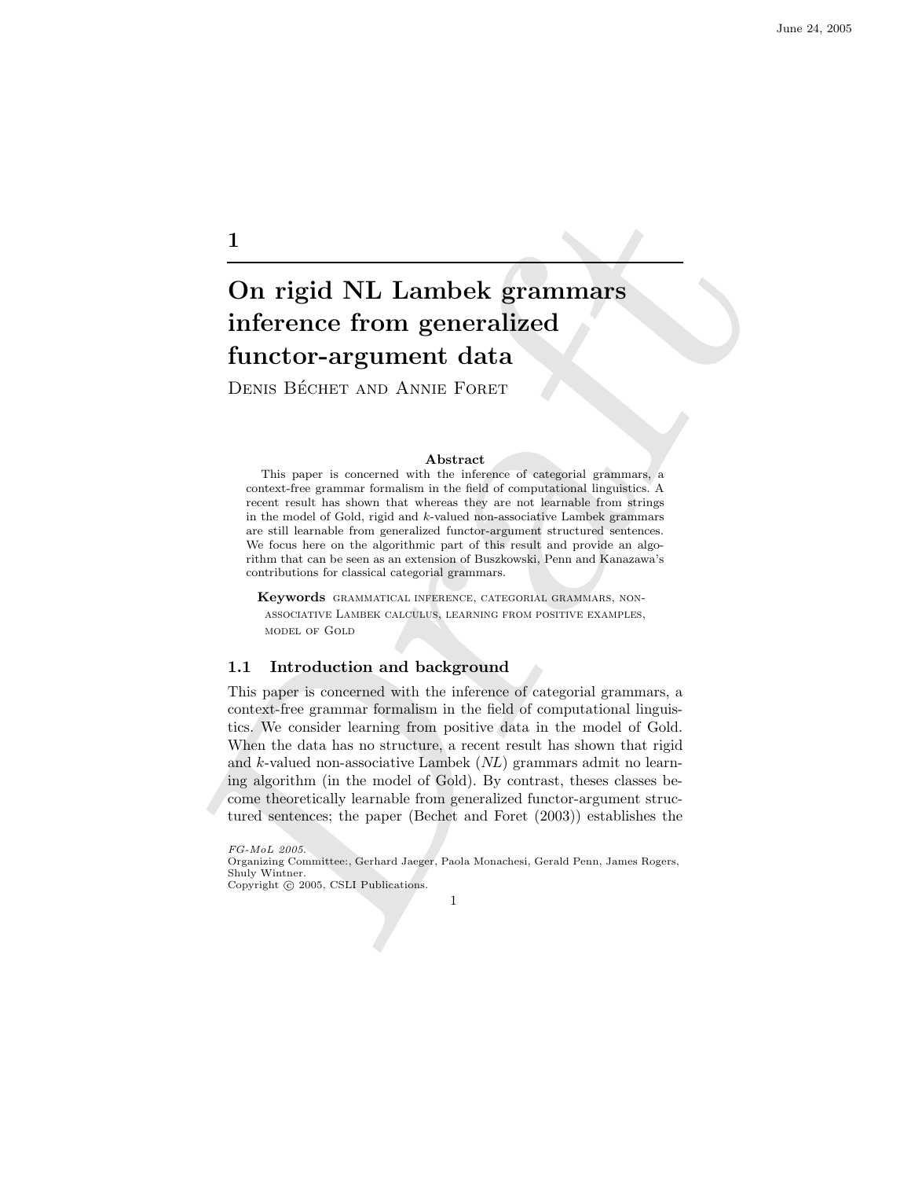# 1

# On rigid NL Lambek grammars inference from generalized functor-argument data

Denis Béchet and Annie Foret

**Abstract**

This paper is concerned with the inference of categorial grammars, a context-free grammar formalism in the field of computational linguistics. A recent result has shown that whereas they are not learnable from strings in the model of Gold, rigid and $k$-valued non-associative Lambek grammars are still learnable from generalized functor-argument structured sentences. We focus here on the algorithmic part of this result and provide an algorithm that can be seen as an extension of Buszkowski, Penn and Kanazawa's contributions for classical categorial grammars.

**Keywords** grammatical inference, categorial grammars, non-associative Lambek calculus, learning from positive examples, model of Gold

## 1.1 Introduction and background

This paper is concerned with the inference of categorial grammars, a context-free grammar formalism in the field of computational linguistics. We consider learning from positive data in the model of Gold. When the data has no structure, a recent result has shown that rigid and $k$-valued non-associative Lambek (*NL*) grammars admit no learning algorithm (in the model of Gold). By contrast, theses classes become theoretically learnable from generalized functor-argument structured sentences; the paper (Bechet and Foret (2003)) establishes the

*FG-MoL 2005.*
Organizing Committee:, Gerhard Jaeger, Paola Monachesi, Gerald Penn, James Rogers, Shuly Wintner.
Copyright © 2005, CSLI Publications.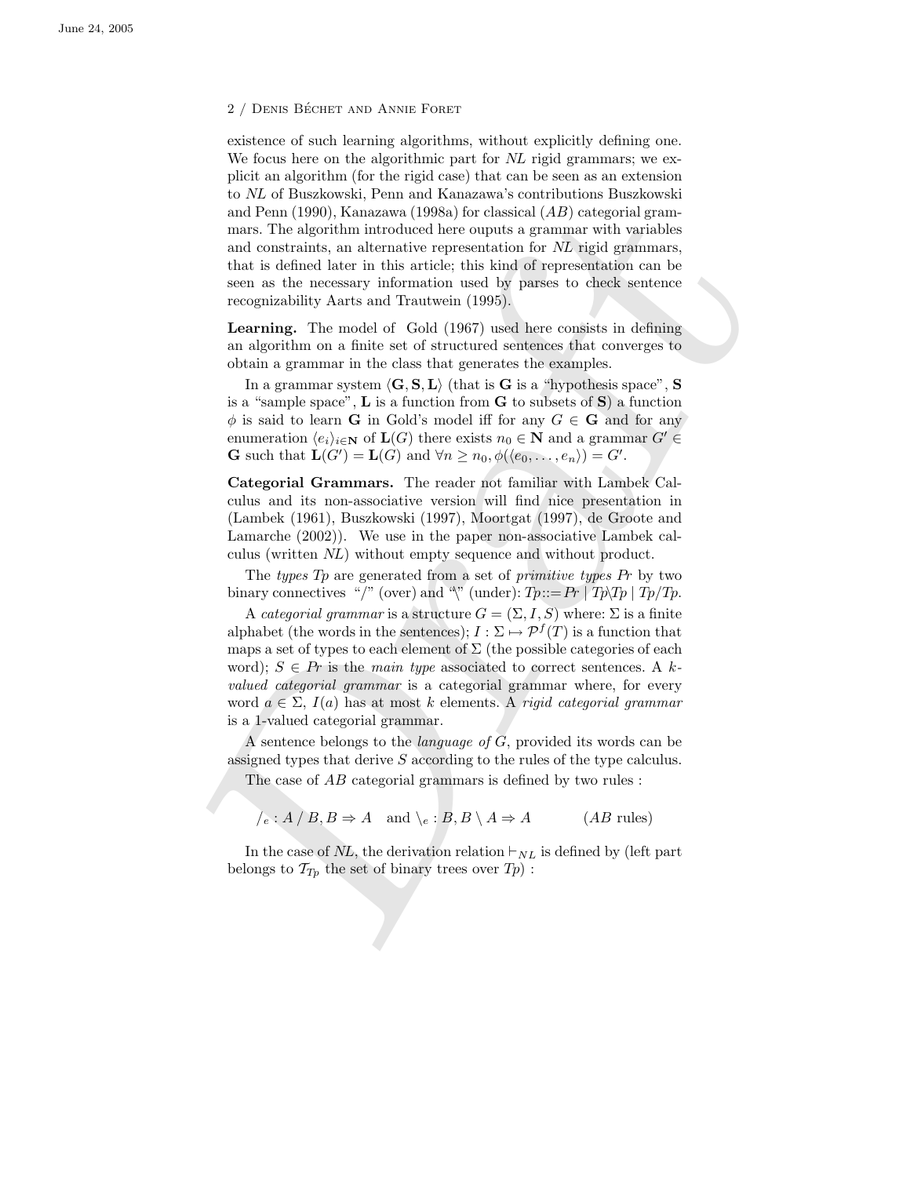existence of such learning algorithms, without explicitly defining one. We focus here on the algorithmic part for *NL* rigid grammars; we explicit an algorithm (for the rigid case) that can be seen as an extension to *NL* of Buszkowski, Penn and Kanazawa's contributions Buszkowski and Penn (1990), Kanazawa (1998a) for classical (*AB*) categorial grammars. The algorithm introduced here ouputs a grammar with variables and constraints, an alternative representation for *NL* rigid grammars, that is defined later in this article; this kind of representation can be seen as the necessary information used by parses to check sentence recognizability Aarts and Trautwein (1995).

**Learning.** The model of Gold (1967) used here consists in defining an algorithm on a finite set of structured sentences that converges to obtain a grammar in the class that generates the examples.

In a grammar system $\langle \mathbf{G}, \mathbf{S}, \mathbf{L} \rangle$ (that is $\mathbf{G}$ is a "hypothesis space", $\mathbf{S}$ is a "sample space", $\mathbf{L}$ is a function from $\mathbf{G}$ to subsets of $\mathbf{S}$) a function $\phi$ is said to learn $\mathbf{G}$ in Gold's model iff for any $G \in \mathbf{G}$ and for any enumeration $\langle e_i \rangle_{i \in \mathbf{N}}$ of $\mathbf{L}(G)$ there exists $n_0 \in \mathbf{N}$ and a grammar $G' \in \mathbf{G}$ such that $\mathbf{L}(G') = \mathbf{L}(G)$ and $\forall n \geq n_0, \phi(\langle e_0, \ldots, e_n \rangle) = G'$.

**Categorial Grammars.** The reader not familiar with Lambek Calculus and its non-associative version will find nice presentation in (Lambek (1961), Buszkowski (1997), Moortgat (1997), de Groote and Lamarche (2002)). We use in the paper non-associative Lambek calculus (written *NL*) without empty sequence and without product.

The *types* *Tp* are generated from a set of *primitive types* *Pr* by two binary connectives "/" (over) and "\" (under): $Tp ::= Pr \mid Tp \backslash Tp \mid Tp / Tp$.

A *categorial grammar* is a structure $G = (\Sigma, I, S)$ where: $\Sigma$ is a finite alphabet (the words in the sentences); $I : \Sigma \mapsto \mathcal{P}^f(T)$ is a function that maps a set of types to each element of $\Sigma$ (the possible categories of each word); $S \in Pr$ is the *main type* associated to correct sentences. A *k-valued categorial grammar* is a categorial grammar where, for every word $a \in \Sigma$, $I(a)$ has at most $k$ elements. A *rigid categorial grammar* is a 1-valued categorial grammar.

A sentence belongs to the *language of* $G$, provided its words can be assigned types that derive $S$ according to the rules of the type calculus.

The case of *AB* categorial grammars is defined by two rules :

$$/_e : A \,/\, B, B \Rightarrow A \quad \text{and} \ \backslash_e : B, B \setminus A \Rightarrow A \qquad (AB \text{ rules})$$

In the case of *NL*, the derivation relation $\vdash_{NL}$ is defined by (left part belongs to $\mathcal{T}_{Tp}$ the set of binary trees over $Tp$) :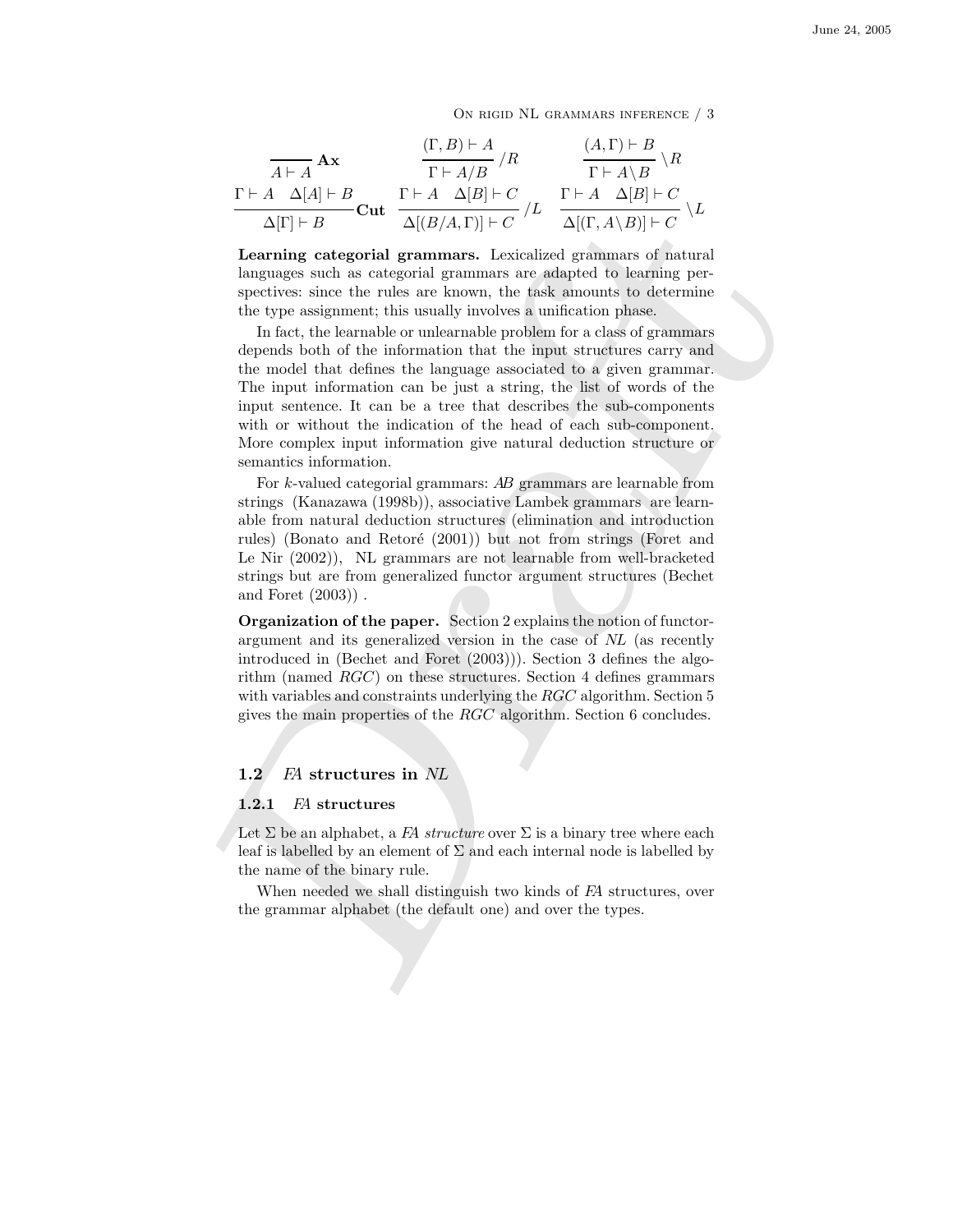$$\frac{}{A \vdash A}\,\mathbf{Ax} \qquad \frac{(\Gamma, B) \vdash A}{\Gamma \vdash A/B}\,/R \qquad \frac{(A, \Gamma) \vdash B}{\Gamma \vdash A\backslash B}\,\backslash R$$

$$\frac{\Gamma \vdash A \quad \Delta[A] \vdash B}{\Delta[\Gamma] \vdash B}\,\mathbf{Cut} \qquad \frac{\Gamma \vdash A \quad \Delta[B] \vdash C}{\Delta[(B/A, \Gamma)] \vdash C}\,/L \qquad \frac{\Gamma \vdash A \quad \Delta[B] \vdash C}{\Delta[(\Gamma, A\backslash B)] \vdash C}\,\backslash L$$

**Learning categorial grammars.** Lexicalized grammars of natural languages such as categorial grammars are adapted to learning perspectives: since the rules are known, the task amounts to determine the type assignment; this usually involves a unification phase.

In fact, the learnable or unlearnable problem for a class of grammars depends both of the information that the input structures carry and the model that defines the language associated to a given grammar. The input information can be just a string, the list of words of the input sentence. It can be a tree that describes the sub-components with or without the indication of the head of each sub-component. More complex input information give natural deduction structure or semantics information.

For $k$-valued categorial grammars: *AB* grammars are learnable from strings (Kanazawa (1998b)), associative Lambek grammars are learnable from natural deduction structures (elimination and introduction rules) (Bonato and Retoré (2001)) but not from strings (Foret and Le Nir (2002)), NL grammars are not learnable from well-bracketed strings but are from generalized functor argument structures (Bechet and Foret (2003)) .

**Organization of the paper.** Section 2 explains the notion of functor-argument and its generalized version in the case of *NL* (as recently introduced in (Bechet and Foret (2003))). Section 3 defines the algorithm (named *RGC*) on these structures. Section 4 defines grammars with variables and constraints underlying the *RGC* algorithm. Section 5 gives the main properties of the *RGC* algorithm. Section 6 concludes.

## 1.2 *FA* structures in *NL*

### 1.2.1 *FA* structures

Let $\Sigma$ be an alphabet, a *FA structure* over $\Sigma$ is a binary tree where each leaf is labelled by an element of $\Sigma$ and each internal node is labelled by the name of the binary rule.

When needed we shall distinguish two kinds of *FA* structures, over the grammar alphabet (the default one) and over the types.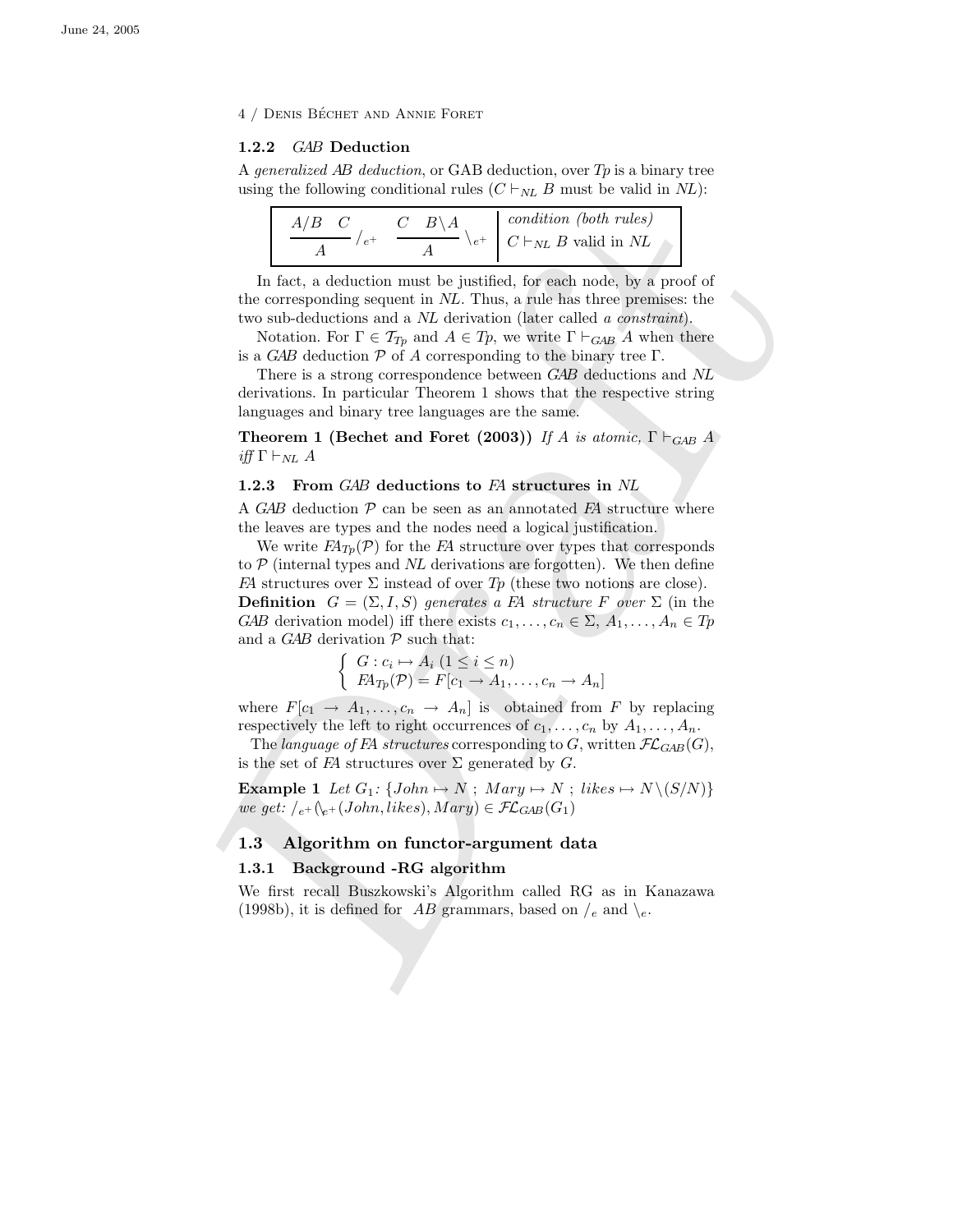### 1.2.2 *GAB* Deduction

A *generalized AB deduction*, or GAB deduction, over *Tp* is a binary tree using the following conditional rules ($C \vdash_{NL} B$ must be valid in *NL*):

$$\frac{A/B \quad C}{A} /_{e^+} \qquad \frac{C \quad B\backslash A}{A} \backslash_{e^+} \qquad \begin{array}{|l} \textit{condition (both rules)} \\ C \vdash_{NL} B \text{ valid in } NL \end{array}$$

In fact, a deduction must be justified, for each node, by a proof of the corresponding sequent in *NL*. Thus, a rule has three premises: the two sub-deductions and a *NL* derivation (later called *a constraint*).

Notation. For $\Gamma \in \mathcal{T}_{Tp}$ and $A \in Tp$, we write $\Gamma \vdash_{GAB} A$ when there is a *GAB* deduction $\mathcal{P}$ of $A$ corresponding to the binary tree $\Gamma$.

There is a strong correspondence between *GAB* deductions and *NL* derivations. In particular Theorem 1 shows that the respective string languages and binary tree languages are the same.

**Theorem 1 (Bechet and Foret (2003))** *If $A$ is atomic, $\Gamma \vdash_{GAB} A$ iff $\Gamma \vdash_{NL} A$*

### 1.2.3 From *GAB* deductions to *FA* structures in *NL*

A *GAB* deduction $\mathcal{P}$ can be seen as an annotated *FA* structure where the leaves are types and the nodes need a logical justification.

We write $FA_{Tp}(\mathcal{P})$ for the *FA* structure over types that corresponds to $\mathcal{P}$ (internal types and *NL* derivations are forgotten). We then define *FA* structures over $\Sigma$ instead of over *Tp* (these two notions are close).

**Definition** $G = (\Sigma, I, S)$ *generates a FA structure $F$ over $\Sigma$* (in the *GAB* derivation model) iff there exists $c_1, \ldots, c_n \in \Sigma$, $A_1, \ldots, A_n \in Tp$ and a *GAB* derivation $\mathcal{P}$ such that:

$$\begin{cases} G : c_i \mapsto A_i \ (1 \leq i \leq n) \\ FA_{Tp}(\mathcal{P}) = F[c_1 \to A_1, \ldots, c_n \to A_n] \end{cases}$$

where $F[c_1 \to A_1, \ldots, c_n \to A_n]$ is obtained from $F$ by replacing respectively the left to right occurrences of $c_1, \ldots, c_n$ by $A_1, \ldots, A_n$.

The *language of FA structures* corresponding to $G$, written $\mathcal{FL}_{GAB}(G)$, is the set of *FA* structures over $\Sigma$ generated by $G$.

**Example 1** *Let $G_1$: $\{John \mapsto N \ ; \ Mary \mapsto N \ ; \ likes \mapsto N\backslash(S/N)\}$ we get: $/_{e^+}(\backslash_{e^+}(John, likes), Mary) \in \mathcal{FL}_{GAB}(G_1)$*

## 1.3 Algorithm on functor-argument data

### 1.3.1 Background -RG algorithm

We first recall Buszkowski's Algorithm called RG as in Kanazawa (1998b), it is defined for $AB$ grammars, based on $/_e$ and $\backslash_e$.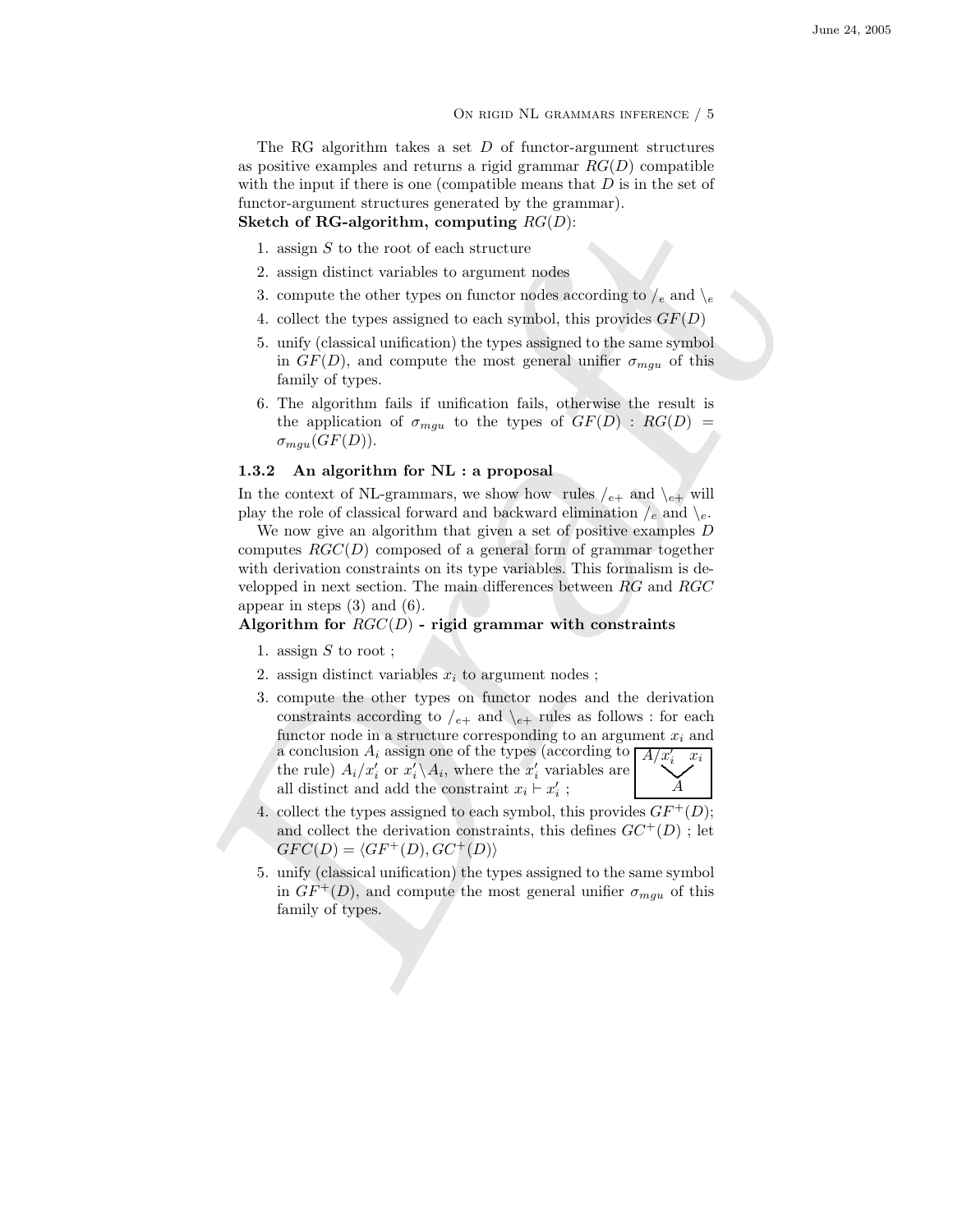The RG algorithm takes a set $D$ of functor-argument structures as positive examples and returns a rigid grammar $RG(D)$ compatible with the input if there is one (compatible means that $D$ is in the set of functor-argument structures generated by the grammar).

**Sketch of RG-algorithm, computing $RG(D)$:**

1. assign $S$ to the root of each structure
2. assign distinct variables to argument nodes
3. compute the other types on functor nodes according to $/_e$ and $\backslash_e$
4. collect the types assigned to each symbol, this provides $GF(D)$
5. unify (classical unification) the types assigned to the same symbol in $GF(D)$, and compute the most general unifier $\sigma_{mgu}$ of this family of types.
6. The algorithm fails if unification fails, otherwise the result is the application of $\sigma_{mgu}$ to the types of $GF(D)$ : $RG(D) = \sigma_{mgu}(GF(D))$.

### 1.3.2 An algorithm for NL : a proposal

In the context of NL-grammars, we show how rules $/_{e+}$ and $\backslash_{e+}$ will play the role of classical forward and backward elimination $/_e$ and $\backslash_e$.

We now give an algorithm that given a set of positive examples $D$ computes $RGC(D)$ composed of a general form of grammar together with derivation constraints on its type variables. This formalism is developped in next section. The main differences between $RG$ and $RGC$ appear in steps (3) and (6).

**Algorithm for $RGC(D)$ - rigid grammar with constraints**

1. assign $S$ to root ;
2. assign distinct variables $x_i$ to argument nodes ;
3. compute the other types on functor nodes and the derivation constraints according to $/_{e+}$ and $\backslash_{e+}$ rules as follows : for each functor node in a structure corresponding to an argument $x_i$ and a conclusion $A_i$ assign one of the types (according to the rule) $A_i/x_i'$ or $x_i'\backslash A_i$, where the $x_i'$ variables are all distinct and add the constraint $x_i \vdash x_i'$ ;

   $A/x_i' \quad x_i$ ⟶ $A$

4. collect the types assigned to each symbol, this provides $GF^+(D)$; and collect the derivation constraints, this defines $GC^+(D)$ ; let $GFC(D) = \langle GF^+(D), GC^+(D)\rangle$
5. unify (classical unification) the types assigned to the same symbol in $GF^+(D)$, and compute the most general unifier $\sigma_{mgu}$ of this family of types.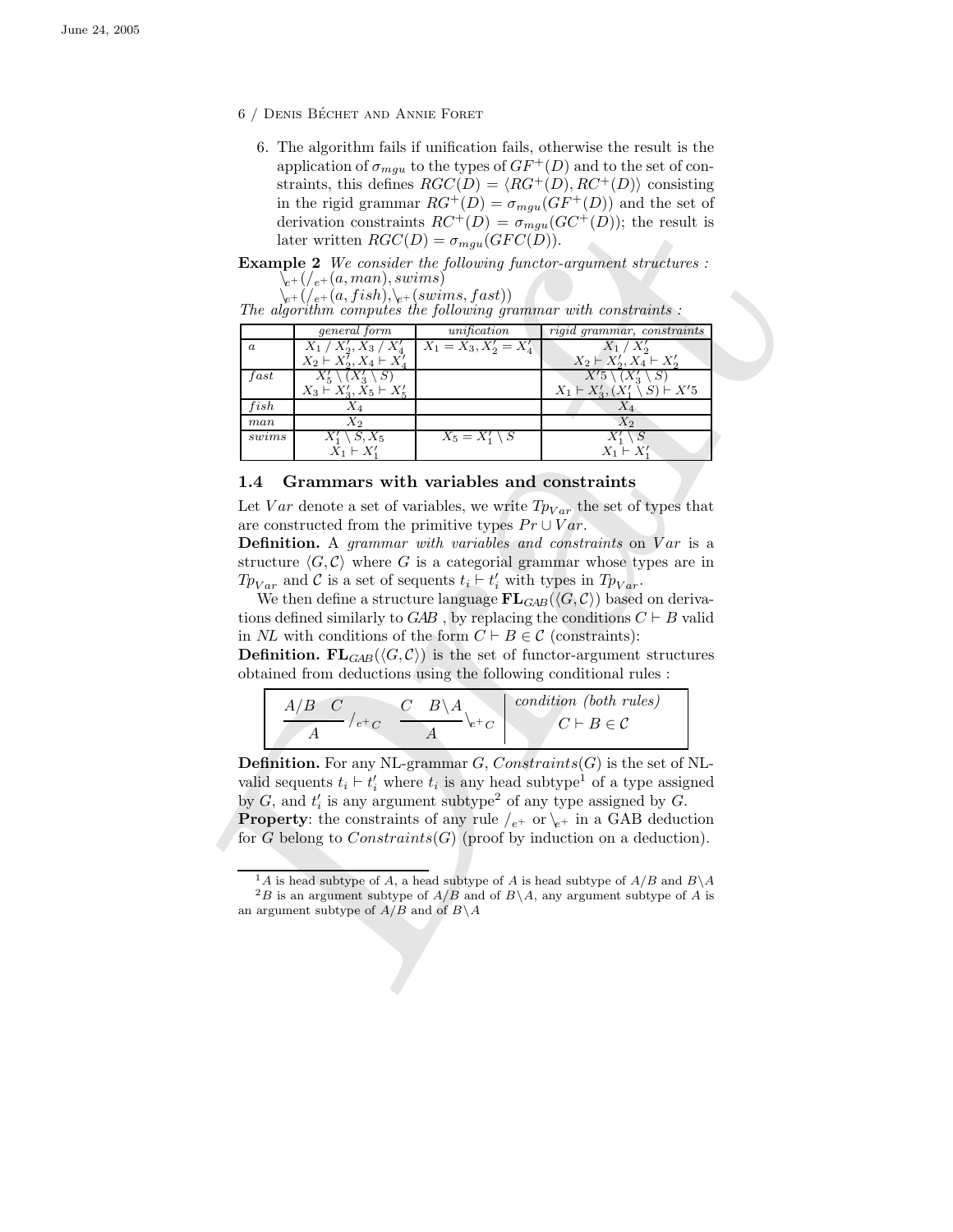6. The algorithm fails if unification fails, otherwise the result is the application of $\sigma_{mgu}$ to the types of $GF^+(D)$ and to the set of constraints, this defines $RGC(D) = \langle RG^+(D), RC^+(D)\rangle$ consisting in the rigid grammar $RG^+(D) = \sigma_{mgu}(GF^+(D))$ and the set of derivation constraints $RC^+(D) = \sigma_{mgu}(GC^+(D))$; the result is later written $RGC(D) = \sigma_{mgu}(GFC(D))$.

**Example 2** *We consider the following functor-argument structures :*
$\backslash_{e^+}(/_{e^+}(a, man), swims)$
$\backslash_{e^+}(/_{e^+}(a, fish), \backslash_{e^+}(swims, fast))$
*The algorithm computes the following grammar with constraints :*

| | *general form* | *unification* | *rigid grammar, constraints* |
|---|---|---|---|
| $a$ | $X_1 / X_2', X_3 / X_4'$ <br> $X_2 \vdash X_2', X_4 \vdash X_4'$ | $X_1 = X_3, X_2' = X_4'$ | $X_1 / X_2'$ <br> $X_2 \vdash X_2', X_4 \vdash X_2'$ |
| $fast$ | $X_5' \backslash (X_3' \backslash S)$ <br> $X_3 \vdash X_3', X_5 \vdash X_5'$ | | $X'5 \backslash (X_3' \backslash S)$ <br> $X_1 \vdash X_3', (X_1' \backslash S) \vdash X'5$ |
| $fish$ | $X_4$ | | $X_4$ |
| $man$ | $X_2$ | | $X_2$ |
| $swims$ | $X_1' \backslash S, X_5$ <br> $X_1 \vdash X_1'$ | $X_5 = X_1' \backslash S$ | $X_1' \backslash S$ <br> $X_1 \vdash X_1'$ |

### 1.4 Grammars with variables and constraints

Let $Var$ denote a set of variables, we write $Tp_{Var}$ the set of types that are constructed from the primitive types $Pr \cup Var$.

**Definition.** A *grammar with variables and constraints* on $Var$ is a structure $\langle G, \mathcal{C}\rangle$ where $G$ is a categorial grammar whose types are in $Tp_{Var}$ and $\mathcal{C}$ is a set of sequents $t_i \vdash t_i'$ with types in $Tp_{Var}$.

We then define a structure language $\mathbf{FL}_{GAB}(\langle G, \mathcal{C}\rangle)$ based on derivations defined similarly to *GAB* , by replacing the conditions $C \vdash B$ valid in *NL* with conditions of the form $C \vdash B \in \mathcal{C}$ (constraints):

**Definition.** $\mathbf{FL}_{GAB}(\langle G, \mathcal{C}\rangle)$ is the set of functor-argument structures obtained from deductions using the following conditional rules :

$$\frac{A/B \quad C}{A} /_{e^+C} \qquad \frac{C \quad B\backslash A}{A} \backslash_{e^+C} \qquad \begin{array}{c} \textit{condition (both rules)} \\ C \vdash B \in \mathcal{C} \end{array}$$

**Definition.** For any NL-grammar $G$, $Constraints(G)$ is the set of NL-valid sequents $t_i \vdash t_i'$ where $t_i$ is any head subtype[1] of a type assigned by $G$, and $t_i'$ is any argument subtype[2] of any type assigned by $G$.

**Property**: the constraints of any rule $/_{e^+}$ or $\backslash_{e^+}$ in a GAB deduction for $G$ belong to $Constraints(G)$ (proof by induction on a deduction).

---

[1] $A$ is head subtype of $A$, a head subtype of $A$ is head subtype of $A/B$ and $B\backslash A$

[2] $B$ is an argument subtype of $A/B$ and of $B\backslash A$, any argument subtype of $A$ is an argument subtype of $A/B$ and of $B\backslash A$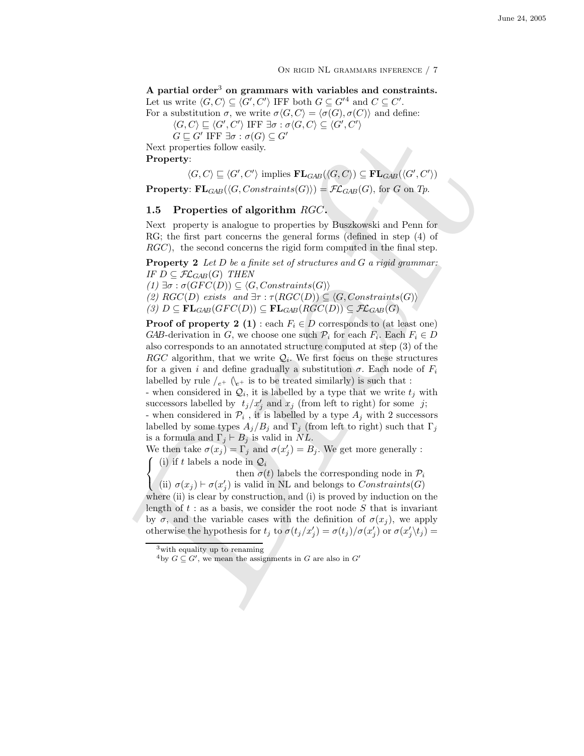**A partial order[3] on grammars with variables and constraints.** Let us write $\langle G, C\rangle \subseteq \langle G', C'\rangle$ IFF both $G \subseteq G'$[4] and $C \subseteq C'$.
For a substitution $\sigma$, we write $\sigma\langle G, C\rangle = \langle \sigma(G), \sigma(C)\rangle$ and define:

$\langle G, C\rangle \sqsubseteq \langle G', C'\rangle$ IFF $\exists\sigma : \sigma\langle G, C\rangle \subseteq \langle G', C'\rangle$

$G \sqsubseteq G'$ IFF $\exists\sigma : \sigma(G) \subseteq G'$

Next properties follow easily.

**Property**:

$$\langle G, C\rangle \sqsubseteq \langle G', C'\rangle \text{ implies } \mathbf{FL}_{GAB}(\langle G, C\rangle) \subseteq \mathbf{FL}_{GAB}(\langle G', C'\rangle)$$

**Property**: $\mathbf{FL}_{GAB}(\langle G, Constraints(G)\rangle) = \mathcal{FL}_{GAB}(G)$, for $G$ on $Tp$.

## 1.5 Properties of algorithm $RGC$.

Next property is analogue to properties by Buszkowski and Penn for RG; the first part concerns the general forms (defined in step (4) of $RGC$), the second concerns the rigid form computed in the final step.

**Property 2** *Let $D$ be a finite set of structures and $G$ a rigid grammar: IF $D \subseteq \mathcal{FL}_{GAB}(G)$ THEN*
*(1) $\exists\sigma : \sigma(GFC(D)) \subseteq \langle G, Constraints(G)\rangle$*
*(2) $RGC(D)$ exists and $\exists\tau : \tau(RGC(D)) \subseteq \langle G, Constraints(G)\rangle$*
*(3) $D \subseteq \mathbf{FL}_{GAB}(GFC(D)) \subseteq \mathbf{FL}_{GAB}(RGC(D)) \subseteq \mathcal{FL}_{GAB}(G)$*

**Proof of property 2 (1)** : each $F_i \in D$ corresponds to (at least one) $GAB$-derivation in $G$, we choose one such $\mathcal{P}_i$ for each $F_i$. Each $F_i \in D$ also corresponds to an annotated structure computed at step (3) of the $RGC$ algorithm, that we write $\mathcal{Q}_i$. We first focus on these structures for a given $i$ and define gradually a substitution $\sigma$. Each node of $F_i$ labelled by rule $/_{e^+}$ ($\backslash_{e^+}$ is to be treated similarly) is such that :
- when considered in $\mathcal{Q}_i$, it is labelled by a type that we write $t_j$ with successors labelled by $t_j/x'_j$ and $x_j$ (from left to right) for some $j$;
- when considered in $\mathcal{P}_i$ , it is labelled by a type $A_j$ with 2 successors labelled by some types $A_j/B_j$ and $\Gamma_j$ (from left to right) such that $\Gamma_j$ is a formula and $\Gamma_j \vdash B_j$ is valid in $NL$.
We then take $\sigma(x_j) = \Gamma_j$ and $\sigma(x'_j) = B_j$. We get more generally :

$$\begin{cases} \text{(i) if } t \text{ labels a node in } \mathcal{Q}_i \\ \qquad\qquad\qquad \text{then } \sigma(t) \text{ labels the corresponding node in } \mathcal{P}_i \\ \text{(ii) } \sigma(x_j) \vdash \sigma(x'_j) \text{ is valid in NL and belongs to } Constraints(G) \end{cases}$$

where (ii) is clear by construction, and (i) is proved by induction on the length of $t$ : as a basis, we consider the root node $S$ that is invariant by $\sigma$, and the variable cases with the definition of $\sigma(x_j)$, we apply otherwise the hypothesis for $t_j$ to $\sigma(t_j/x'_j) = \sigma(t_j)/\sigma(x'_j)$ or $\sigma(x'_j\backslash t_j) =$

---

[3] with equality up to renaming

[4] by $G \subseteq G'$, we mean the assignments in $G$ are also in $G'$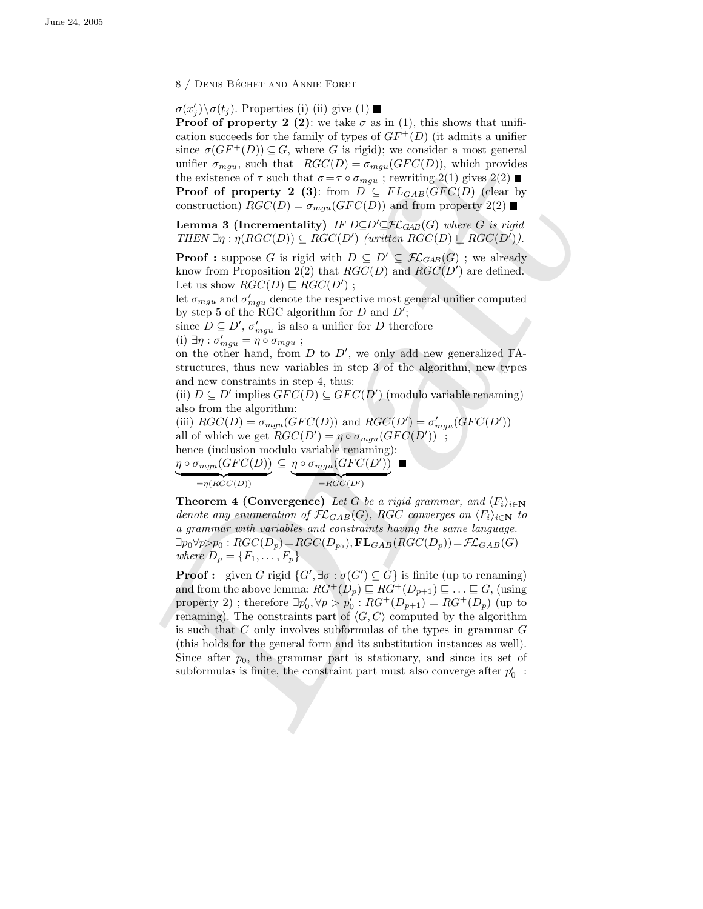$\sigma(x'_j)\backslash\sigma(t_j)$. Properties (i) (ii) give (1) ■

**Proof of property 2 (2)**: we take $\sigma$ as in (1), this shows that unification succeeds for the family of types of $GF^+(D)$ (it admits a unifier since $\sigma(GF^+(D)) \subseteq G$, where $G$ is rigid); we consider a most general unifier $\sigma_{mgu}$, such that $RGC(D) = \sigma_{mgu}(GFC(D))$, which provides the existence of $\tau$ such that $\sigma = \tau \circ \sigma_{mgu}$ ; rewriting 2(1) gives 2(2) ■

**Proof of property 2 (3)**: from $D \subseteq FL_{GAB}(GFC(D)$ (clear by construction) $RGC(D) = \sigma_{mgu}(GFC(D))$ and from property 2(2) ■

**Lemma 3 (Incrementality)** *IF* $D \subseteq D' \subseteq \mathcal{FL}_{GAB}(G)$ *where* $G$ *is rigid THEN* $\exists \eta : \eta(RGC(D)) \subseteq RGC(D')$ *(written* $RGC(D) \sqsubseteq RGC(D')$*).*

**Proof :** suppose $G$ is rigid with $D \subseteq D' \subseteq \mathcal{FL}_{GAB}(G)$ ; we already know from Proposition 2(2) that $RGC(D)$ and $RGC(D')$ are defined. Let us show $RGC(D) \sqsubseteq RGC(D')$ ;
let $\sigma_{mgu}$ and $\sigma'_{mgu}$ denote the respective most general unifier computed by step 5 of the RGC algorithm for $D$ and $D'$;
since $D \subseteq D'$, $\sigma'_{mgu}$ is also a unifier for $D$ therefore
(i) $\exists \eta : \sigma'_{mgu} = \eta \circ \sigma_{mgu}$ ;
on the other hand, from $D$ to $D'$, we only add new generalized FA-structures, thus new variables in step 3 of the algorithm, new types and new constraints in step 4, thus:
(ii) $D \subseteq D'$ implies $GFC(D) \subseteq GFC(D')$ (modulo variable renaming)
also from the algorithm:
(iii) $RGC(D) = \sigma_{mgu}(GFC(D))$ and $RGC(D') = \sigma'_{mgu}(GFC(D'))$
all of which we get $RGC(D') = \eta \circ \sigma_{mgu}(GFC(D'))$ ;
hence (inclusion modulo variable renaming):

$$\underbrace{\eta \circ \sigma_{mgu}(GFC(D))}_{=\eta(RGC(D))} \subseteq \underbrace{\eta \circ \sigma_{mgu}(GFC(D'))}_{=RGC(D')}$$ ■

**Theorem 4 (Convergence)** *Let* $G$ *be a rigid grammar, and* $\langle F_i \rangle_{i \in \mathbf{N}}$ *denote any enumeration of* $\mathcal{FL}_{GAB}(G)$*, RGC converges on* $\langle F_i \rangle_{i \in \mathbf{N}}$ *to a grammar with variables and constraints having the same language.*
$\exists p_0 \forall p > p_0 : RGC(D_p) = RGC(D_{p_0}), \mathbf{FL}_{GAB}(RGC(D_p)) = \mathcal{FL}_{GAB}(G)$ *where* $D_p = \{F_1, \ldots, F_p\}$

**Proof :** given $G$ rigid $\{G', \exists \sigma : \sigma(G') \subseteq G\}$ is finite (up to renaming) and from the above lemma: $RG^+(D_p) \sqsubseteq RG^+(D_{p+1}) \sqsubseteq \ldots \sqsubseteq G$, (using property 2) ; therefore $\exists p'_0, \forall p > p'_0 : RG^+(D_{p+1}) = RG^+(D_p)$ (up to renaming). The constraints part of $\langle G, C \rangle$ computed by the algorithm is such that $C$ only involves subformulas of the types in grammar $G$ (this holds for the general form and its substitution instances as well). Since after $p_0$, the grammar part is stationary, and since its set of subformulas is finite, the constraint part must also converge after $p'_0$ :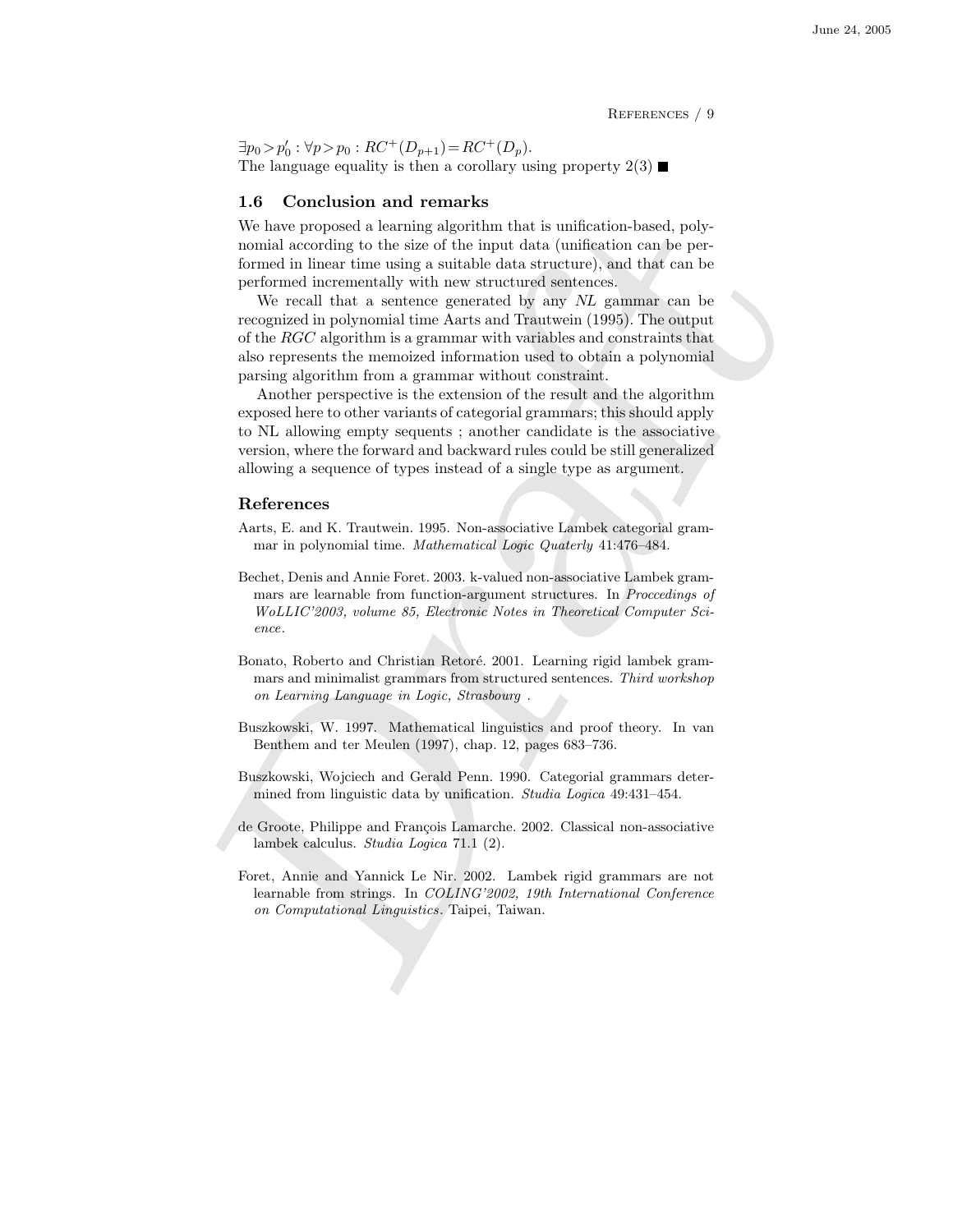$\exists p_0 > p_0' : \forall p > p_0 : RC^+(D_{p+1}) = RC^+(D_p)$.
The language equality is then a corollary using property 2(3) ■

## 1.6 Conclusion and remarks

We have proposed a learning algorithm that is unification-based, polynomial according to the size of the input data (unification can be performed in linear time using a suitable data structure), and that can be performed incrementally with new structured sentences.

We recall that a sentence generated by any *NL* gammar can be recognized in polynomial time Aarts and Trautwein (1995). The output of the *RGC* algorithm is a grammar with variables and constraints that also represents the memoized information used to obtain a polynomial parsing algorithm from a grammar without constraint.

Another perspective is the extension of the result and the algorithm exposed here to other variants of categorial grammars; this should apply to NL allowing empty sequents ; another candidate is the associative version, where the forward and backward rules could be still generalized allowing a sequence of types instead of a single type as argument.

## References

Aarts, E. and K. Trautwein. 1995. Non-associative Lambek categorial grammar in polynomial time. *Mathematical Logic Quaterly* 41:476–484.

Bechet, Denis and Annie Foret. 2003. k-valued non-associative Lambek grammars are learnable from function-argument structures. In *Proccedings of WoLLIC'2003, volume 85, Electronic Notes in Theoretical Computer Science*.

Bonato, Roberto and Christian Retoré. 2001. Learning rigid lambek grammars and minimalist grammars from structured sentences. *Third workshop on Learning Language in Logic, Strasbourg* .

Buszkowski, W. 1997. Mathematical linguistics and proof theory. In van Benthem and ter Meulen (1997), chap. 12, pages 683–736.

Buszkowski, Wojciech and Gerald Penn. 1990. Categorial grammars determined from linguistic data by unification. *Studia Logica* 49:431–454.

de Groote, Philippe and François Lamarche. 2002. Classical non-associative lambek calculus. *Studia Logica* 71.1 (2).

Foret, Annie and Yannick Le Nir. 2002. Lambek rigid grammars are not learnable from strings. In *COLING'2002, 19th International Conference on Computational Linguistics*. Taipei, Taiwan.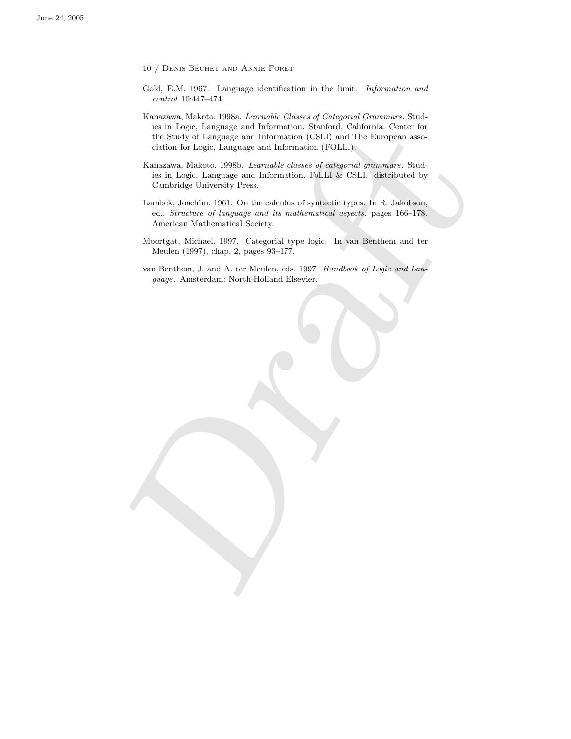Gold, E.M. 1967. Language identification in the limit. *Information and control* 10:447–474.

Kanazawa, Makoto. 1998a. *Learnable Classes of Categorial Grammars*. Studies in Logic, Language and Information. Stanford, California: Center for the Study of Language and Information (CSLI) and The European association for Logic, Language and Information (FOLLI).

Kanazawa, Makoto. 1998b. *Learnable classes of categorial grammars*. Studies in Logic, Language and Information. FoLLI & CSLI. distributed by Cambridge University Press.

Lambek, Joachim. 1961. On the calculus of syntactic types. In R. Jakobson, ed., *Structure of language and its mathematical aspects*, pages 166–178. American Mathematical Society.

Moortgat, Michael. 1997. Categorial type logic. In van Benthem and ter Meulen (1997), chap. 2, pages 93–177.

van Benthem, J. and A. ter Meulen, eds. 1997. *Handbook of Logic and Language*. Amsterdam: North-Holland Elsevier.